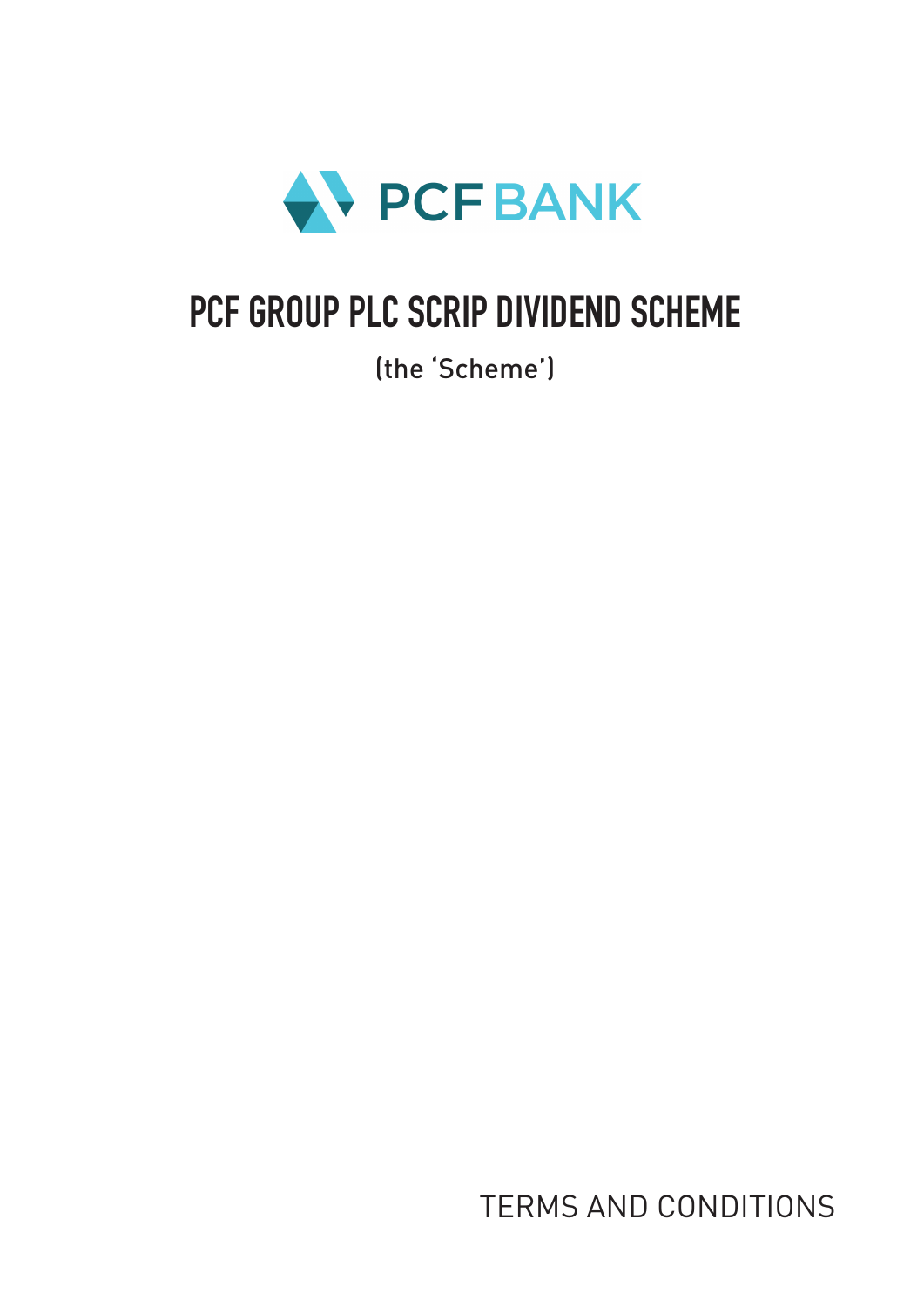PCF BANK

# PCF GROUP PLC SCRIP DIVIDEND SCHEME

(the 'Scheme')

TERMS AND CONDITIONS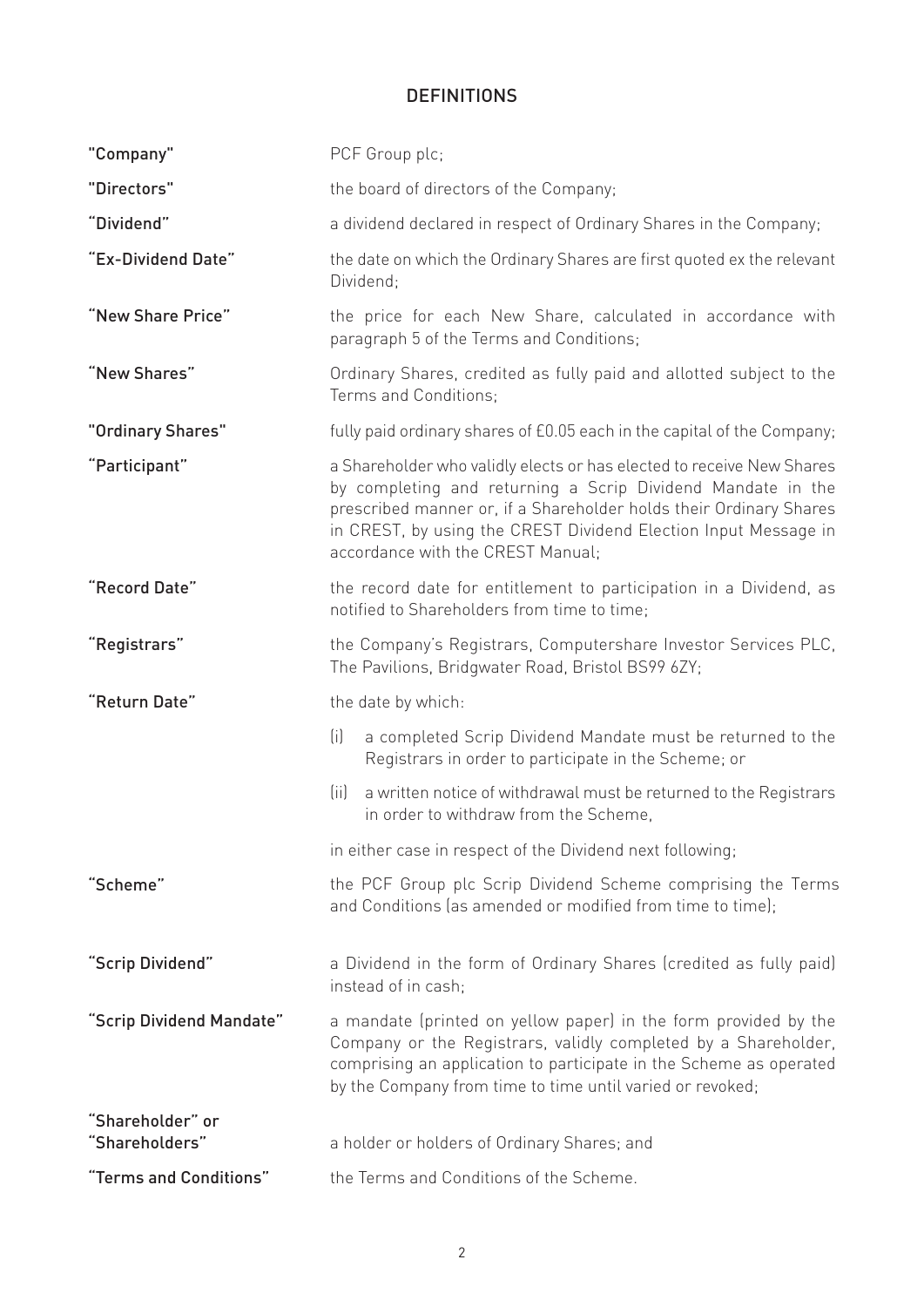# DEFINITIONS

| | |
|---|---|
| **"Company"** | PCF Group plc; |
| **"Directors"** | the board of directors of the Company; |
| **"Dividend"** | a dividend declared in respect of Ordinary Shares in the Company; |
| **"Ex-Dividend Date"** | the date on which the Ordinary Shares are first quoted ex the relevant Dividend; |
| **"New Share Price"** | the price for each New Share, calculated in accordance with paragraph 5 of the Terms and Conditions; |
| **"New Shares"** | Ordinary Shares, credited as fully paid and allotted subject to the Terms and Conditions; |
| **"Ordinary Shares"** | fully paid ordinary shares of £0.05 each in the capital of the Company; |
| **"Participant"** | a Shareholder who validly elects or has elected to receive New Shares by completing and returning a Scrip Dividend Mandate in the prescribed manner or, if a Shareholder holds their Ordinary Shares in CREST, by using the CREST Dividend Election Input Message in accordance with the CREST Manual; |
| **"Record Date"** | the record date for entitlement to participation in a Dividend, as notified to Shareholders from time to time; |
| **"Registrars"** | the Company's Registrars, Computershare Investor Services PLC, The Pavilions, Bridgwater Road, Bristol BS99 6ZY; |
| **"Return Date"** | the date by which: (i) a completed Scrip Dividend Mandate must be returned to the Registrars in order to participate in the Scheme; or (ii) a written notice of withdrawal must be returned to the Registrars in order to withdraw from the Scheme, in either case in respect of the Dividend next following; |
| **"Scheme"** | the PCF Group plc Scrip Dividend Scheme comprising the Terms and Conditions (as amended or modified from time to time); |
| **"Scrip Dividend"** | a Dividend in the form of Ordinary Shares (credited as fully paid) instead of in cash; |
| **"Scrip Dividend Mandate"** | a mandate (printed on yellow paper) in the form provided by the Company or the Registrars, validly completed by a Shareholder, comprising an application to participate in the Scheme as operated by the Company from time to time until varied or revoked; |
| **"Shareholder" or "Shareholders"** | a holder or holders of Ordinary Shares; and |
| **"Terms and Conditions"** | the Terms and Conditions of the Scheme. |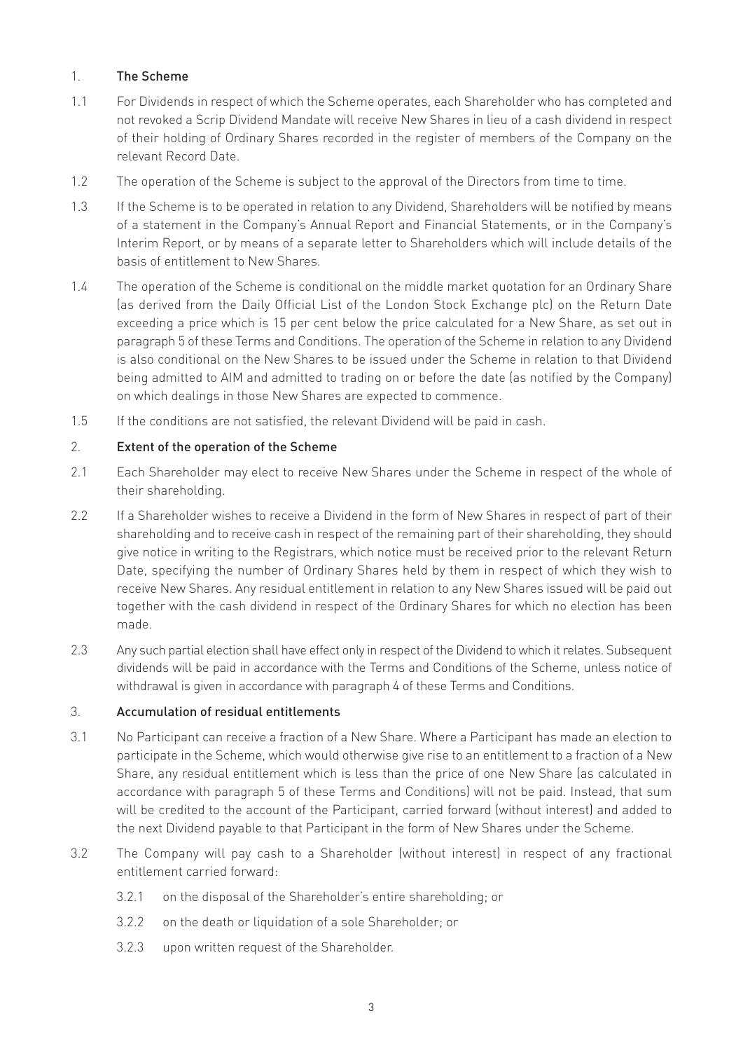## 1. The Scheme

1.1 For Dividends in respect of which the Scheme operates, each Shareholder who has completed and not revoked a Scrip Dividend Mandate will receive New Shares in lieu of a cash dividend in respect of their holding of Ordinary Shares recorded in the register of members of the Company on the relevant Record Date.

1.2 The operation of the Scheme is subject to the approval of the Directors from time to time.

1.3 If the Scheme is to be operated in relation to any Dividend, Shareholders will be notified by means of a statement in the Company's Annual Report and Financial Statements, or in the Company's Interim Report, or by means of a separate letter to Shareholders which will include details of the basis of entitlement to New Shares.

1.4 The operation of the Scheme is conditional on the middle market quotation for an Ordinary Share (as derived from the Daily Official List of the London Stock Exchange plc) on the Return Date exceeding a price which is 15 per cent below the price calculated for a New Share, as set out in paragraph 5 of these Terms and Conditions. The operation of the Scheme in relation to any Dividend is also conditional on the New Shares to be issued under the Scheme in relation to that Dividend being admitted to AIM and admitted to trading on or before the date (as notified by the Company) on which dealings in those New Shares are expected to commence.

1.5 If the conditions are not satisfied, the relevant Dividend will be paid in cash.

## 2. Extent of the operation of the Scheme

2.1 Each Shareholder may elect to receive New Shares under the Scheme in respect of the whole of their shareholding.

2.2 If a Shareholder wishes to receive a Dividend in the form of New Shares in respect of part of their shareholding and to receive cash in respect of the remaining part of their shareholding, they should give notice in writing to the Registrars, which notice must be received prior to the relevant Return Date, specifying the number of Ordinary Shares held by them in respect of which they wish to receive New Shares. Any residual entitlement in relation to any New Shares issued will be paid out together with the cash dividend in respect of the Ordinary Shares for which no election has been made.

2.3 Any such partial election shall have effect only in respect of the Dividend to which it relates. Subsequent dividends will be paid in accordance with the Terms and Conditions of the Scheme, unless notice of withdrawal is given in accordance with paragraph 4 of these Terms and Conditions.

## 3. Accumulation of residual entitlements

3.1 No Participant can receive a fraction of a New Share. Where a Participant has made an election to participate in the Scheme, which would otherwise give rise to an entitlement to a fraction of a New Share, any residual entitlement which is less than the price of one New Share (as calculated in accordance with paragraph 5 of these Terms and Conditions) will not be paid. Instead, that sum will be credited to the account of the Participant, carried forward (without interest) and added to the next Dividend payable to that Participant in the form of New Shares under the Scheme.

3.2 The Company will pay cash to a Shareholder (without interest) in respect of any fractional entitlement carried forward:

3.2.1 on the disposal of the Shareholder's entire shareholding; or

3.2.2 on the death or liquidation of a sole Shareholder; or

3.2.3 upon written request of the Shareholder.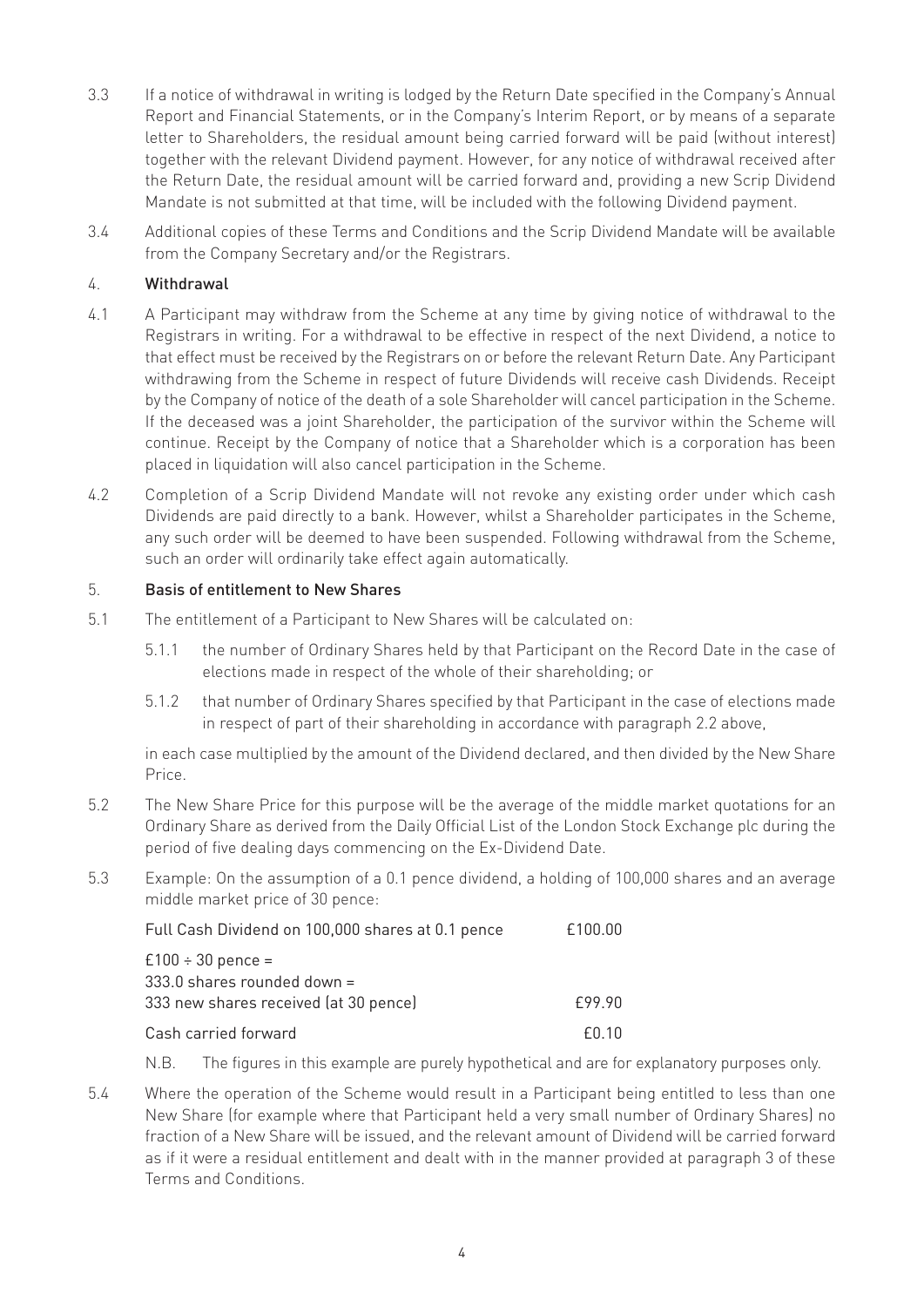3.3 If a notice of withdrawal in writing is lodged by the Return Date specified in the Company's Annual Report and Financial Statements, or in the Company's Interim Report, or by means of a separate letter to Shareholders, the residual amount being carried forward will be paid (without interest) together with the relevant Dividend payment. However, for any notice of withdrawal received after the Return Date, the residual amount will be carried forward and, providing a new Scrip Dividend Mandate is not submitted at that time, will be included with the following Dividend payment.

3.4 Additional copies of these Terms and Conditions and the Scrip Dividend Mandate will be available from the Company Secretary and/or the Registrars.

## 4. Withdrawal

4.1 A Participant may withdraw from the Scheme at any time by giving notice of withdrawal to the Registrars in writing. For a withdrawal to be effective in respect of the next Dividend, a notice to that effect must be received by the Registrars on or before the relevant Return Date. Any Participant withdrawing from the Scheme in respect of future Dividends will receive cash Dividends. Receipt by the Company of notice of the death of a sole Shareholder will cancel participation in the Scheme. If the deceased was a joint Shareholder, the participation of the survivor within the Scheme will continue. Receipt by the Company of notice that a Shareholder which is a corporation has been placed in liquidation will also cancel participation in the Scheme.

4.2 Completion of a Scrip Dividend Mandate will not revoke any existing order under which cash Dividends are paid directly to a bank. However, whilst a Shareholder participates in the Scheme, any such order will be deemed to have been suspended. Following withdrawal from the Scheme, such an order will ordinarily take effect again automatically.

## 5. Basis of entitlement to New Shares

5.1 The entitlement of a Participant to New Shares will be calculated on:

5.1.1 the number of Ordinary Shares held by that Participant on the Record Date in the case of elections made in respect of the whole of their shareholding; or

5.1.2 that number of Ordinary Shares specified by that Participant in the case of elections made in respect of part of their shareholding in accordance with paragraph 2.2 above,

in each case multiplied by the amount of the Dividend declared, and then divided by the New Share Price.

5.2 The New Share Price for this purpose will be the average of the middle market quotations for an Ordinary Share as derived from the Daily Official List of the London Stock Exchange plc during the period of five dealing days commencing on the Ex-Dividend Date.

5.3 Example: On the assumption of a 0.1 pence dividend, a holding of 100,000 shares and an average middle market price of 30 pence:

| | |
|---|---|
| Full Cash Dividend on 100,000 shares at 0.1 pence | £100.00 |
| £100 ÷ 30 pence =<br>333.0 shares rounded down =<br>333 new shares received (at 30 pence) | £99.90 |
| Cash carried forward | £0.10 |

N.B. The figures in this example are purely hypothetical and are for explanatory purposes only.

5.4 Where the operation of the Scheme would result in a Participant being entitled to less than one New Share (for example where that Participant held a very small number of Ordinary Shares) no fraction of a New Share will be issued, and the relevant amount of Dividend will be carried forward as if it were a residual entitlement and dealt with in the manner provided at paragraph 3 of these Terms and Conditions.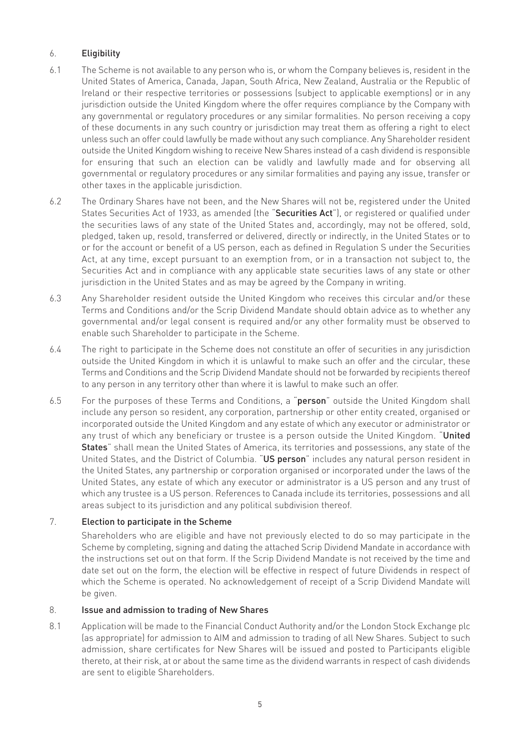## 6. Eligibility

6.1 The Scheme is not available to any person who is, or whom the Company believes is, resident in the United States of America, Canada, Japan, South Africa, New Zealand, Australia or the Republic of Ireland or their respective territories or possessions (subject to applicable exemptions) or in any jurisdiction outside the United Kingdom where the offer requires compliance by the Company with any governmental or regulatory procedures or any similar formalities. No person receiving a copy of these documents in any such country or jurisdiction may treat them as offering a right to elect unless such an offer could lawfully be made without any such compliance. Any Shareholder resident outside the United Kingdom wishing to receive New Shares instead of a cash dividend is responsible for ensuring that such an election can be validly and lawfully made and for observing all governmental or regulatory procedures or any similar formalities and paying any issue, transfer or other taxes in the applicable jurisdiction.

6.2 The Ordinary Shares have not been, and the New Shares will not be, registered under the United States Securities Act of 1933, as amended (the "**Securities Act**"), or registered or qualified under the securities laws of any state of the United States and, accordingly, may not be offered, sold, pledged, taken up, resold, transferred or delivered, directly or indirectly, in the United States or to or for the account or benefit of a US person, each as defined in Regulation S under the Securities Act, at any time, except pursuant to an exemption from, or in a transaction not subject to, the Securities Act and in compliance with any applicable state securities laws of any state or other jurisdiction in the United States and as may be agreed by the Company in writing.

6.3 Any Shareholder resident outside the United Kingdom who receives this circular and/or these Terms and Conditions and/or the Scrip Dividend Mandate should obtain advice as to whether any governmental and/or legal consent is required and/or any other formality must be observed to enable such Shareholder to participate in the Scheme.

6.4 The right to participate in the Scheme does not constitute an offer of securities in any jurisdiction outside the United Kingdom in which it is unlawful to make such an offer and the circular, these Terms and Conditions and the Scrip Dividend Mandate should not be forwarded by recipients thereof to any person in any territory other than where it is lawful to make such an offer.

6.5 For the purposes of these Terms and Conditions, a "**person**" outside the United Kingdom shall include any person so resident, any corporation, partnership or other entity created, organised or incorporated outside the United Kingdom and any estate of which any executor or administrator or any trust of which any beneficiary or trustee is a person outside the United Kingdom. "**United States**" shall mean the United States of America, its territories and possessions, any state of the United States, and the District of Columbia. "**US person**" includes any natural person resident in the United States, any partnership or corporation organised or incorporated under the laws of the United States, any estate of which any executor or administrator is a US person and any trust of which any trustee is a US person. References to Canada include its territories, possessions and all areas subject to its jurisdiction and any political subdivision thereof.

## 7. Election to participate in the Scheme

Shareholders who are eligible and have not previously elected to do so may participate in the Scheme by completing, signing and dating the attached Scrip Dividend Mandate in accordance with the instructions set out on that form. If the Scrip Dividend Mandate is not received by the time and date set out on the form, the election will be effective in respect of future Dividends in respect of which the Scheme is operated. No acknowledgement of receipt of a Scrip Dividend Mandate will be given.

## 8. Issue and admission to trading of New Shares

8.1 Application will be made to the Financial Conduct Authority and/or the London Stock Exchange plc (as appropriate) for admission to AIM and admission to trading of all New Shares. Subject to such admission, share certificates for New Shares will be issued and posted to Participants eligible thereto, at their risk, at or about the same time as the dividend warrants in respect of cash dividends are sent to eligible Shareholders.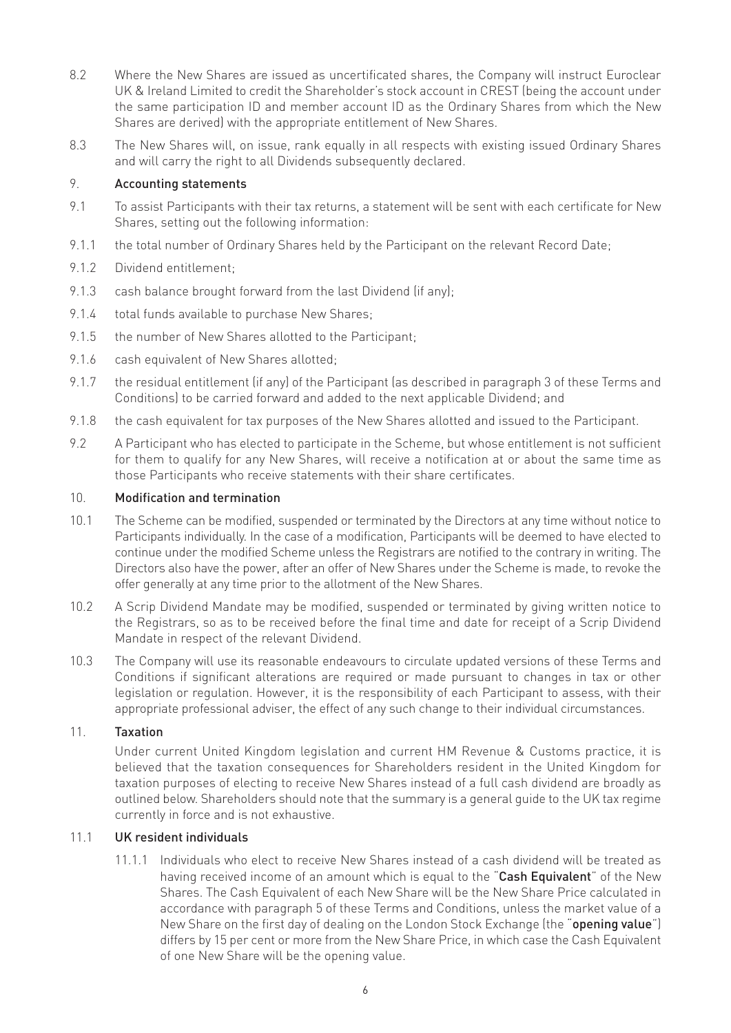8.2 Where the New Shares are issued as uncertificated shares, the Company will instruct Euroclear UK & Ireland Limited to credit the Shareholder's stock account in CREST (being the account under the same participation ID and member account ID as the Ordinary Shares from which the New Shares are derived) with the appropriate entitlement of New Shares.

8.3 The New Shares will, on issue, rank equally in all respects with existing issued Ordinary Shares and will carry the right to all Dividends subsequently declared.

## 9. Accounting statements

9.1 To assist Participants with their tax returns, a statement will be sent with each certificate for New Shares, setting out the following information:

9.1.1 the total number of Ordinary Shares held by the Participant on the relevant Record Date;

9.1.2 Dividend entitlement;

9.1.3 cash balance brought forward from the last Dividend (if any);

9.1.4 total funds available to purchase New Shares;

9.1.5 the number of New Shares allotted to the Participant;

9.1.6 cash equivalent of New Shares allotted;

9.1.7 the residual entitlement (if any) of the Participant (as described in paragraph 3 of these Terms and Conditions) to be carried forward and added to the next applicable Dividend; and

9.1.8 the cash equivalent for tax purposes of the New Shares allotted and issued to the Participant.

9.2 A Participant who has elected to participate in the Scheme, but whose entitlement is not sufficient for them to qualify for any New Shares, will receive a notification at or about the same time as those Participants who receive statements with their share certificates.

## 10. Modification and termination

10.1 The Scheme can be modified, suspended or terminated by the Directors at any time without notice to Participants individually. In the case of a modification, Participants will be deemed to have elected to continue under the modified Scheme unless the Registrars are notified to the contrary in writing. The Directors also have the power, after an offer of New Shares under the Scheme is made, to revoke the offer generally at any time prior to the allotment of the New Shares.

10.2 A Scrip Dividend Mandate may be modified, suspended or terminated by giving written notice to the Registrars, so as to be received before the final time and date for receipt of a Scrip Dividend Mandate in respect of the relevant Dividend.

10.3 The Company will use its reasonable endeavours to circulate updated versions of these Terms and Conditions if significant alterations are required or made pursuant to changes in tax or other legislation or regulation. However, it is the responsibility of each Participant to assess, with their appropriate professional adviser, the effect of any such change to their individual circumstances.

## 11. Taxation

Under current United Kingdom legislation and current HM Revenue & Customs practice, it is believed that the taxation consequences for Shareholders resident in the United Kingdom for taxation purposes of electing to receive New Shares instead of a full cash dividend are broadly as outlined below. Shareholders should note that the summary is a general guide to the UK tax regime currently in force and is not exhaustive.

### 11.1 UK resident individuals

11.1.1 Individuals who elect to receive New Shares instead of a cash dividend will be treated as having received income of an amount which is equal to the "**Cash Equivalent**" of the New Shares. The Cash Equivalent of each New Share will be the New Share Price calculated in accordance with paragraph 5 of these Terms and Conditions, unless the market value of a New Share on the first day of dealing on the London Stock Exchange (the "**opening value**") differs by 15 per cent or more from the New Share Price, in which case the Cash Equivalent of one New Share will be the opening value.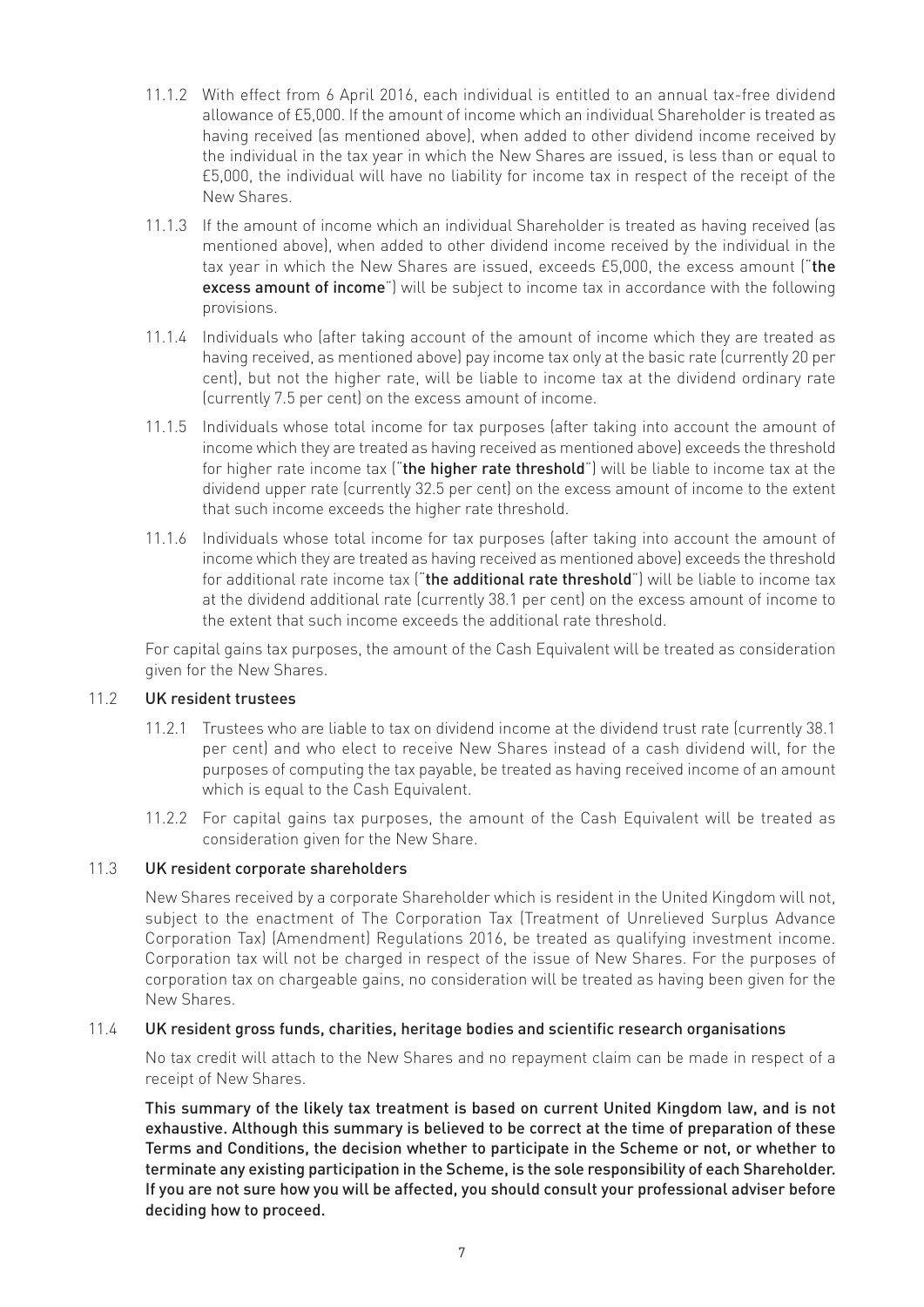11.1.2 With effect from 6 April 2016, each individual is entitled to an annual tax-free dividend allowance of £5,000. If the amount of income which an individual Shareholder is treated as having received (as mentioned above), when added to other dividend income received by the individual in the tax year in which the New Shares are issued, is less than or equal to £5,000, the individual will have no liability for income tax in respect of the receipt of the New Shares.

11.1.3 If the amount of income which an individual Shareholder is treated as having received (as mentioned above), when added to other dividend income received by the individual in the tax year in which the New Shares are issued, exceeds £5,000, the excess amount ("**the excess amount of income**") will be subject to income tax in accordance with the following provisions.

11.1.4 Individuals who (after taking account of the amount of income which they are treated as having received, as mentioned above) pay income tax only at the basic rate (currently 20 per cent), but not the higher rate, will be liable to income tax at the dividend ordinary rate (currently 7.5 per cent) on the excess amount of income.

11.1.5 Individuals whose total income for tax purposes (after taking into account the amount of income which they are treated as having received as mentioned above) exceeds the threshold for higher rate income tax ("**the higher rate threshold**") will be liable to income tax at the dividend upper rate (currently 32.5 per cent) on the excess amount of income to the extent that such income exceeds the higher rate threshold.

11.1.6 Individuals whose total income for tax purposes (after taking into account the amount of income which they are treated as having received as mentioned above) exceeds the threshold for additional rate income tax ("**the additional rate threshold**") will be liable to income tax at the dividend additional rate (currently 38.1 per cent) on the excess amount of income to the extent that such income exceeds the additional rate threshold.

For capital gains tax purposes, the amount of the Cash Equivalent will be treated as consideration given for the New Shares.

### 11.2 UK resident trustees

11.2.1 Trustees who are liable to tax on dividend income at the dividend trust rate (currently 38.1 per cent) and who elect to receive New Shares instead of a cash dividend will, for the purposes of computing the tax payable, be treated as having received income of an amount which is equal to the Cash Equivalent.

11.2.2 For capital gains tax purposes, the amount of the Cash Equivalent will be treated as consideration given for the New Share.

### 11.3 UK resident corporate shareholders

New Shares received by a corporate Shareholder which is resident in the United Kingdom will not, subject to the enactment of The Corporation Tax (Treatment of Unrelieved Surplus Advance Corporation Tax) (Amendment) Regulations 2016, be treated as qualifying investment income. Corporation tax will not be charged in respect of the issue of New Shares. For the purposes of corporation tax on chargeable gains, no consideration will be treated as having been given for the New Shares.

### 11.4 UK resident gross funds, charities, heritage bodies and scientific research organisations

No tax credit will attach to the New Shares and no repayment claim can be made in respect of a receipt of New Shares.

**This summary of the likely tax treatment is based on current United Kingdom law, and is not exhaustive. Although this summary is believed to be correct at the time of preparation of these Terms and Conditions, the decision whether to participate in the Scheme or not, or whether to terminate any existing participation in the Scheme, is the sole responsibility of each Shareholder. If you are not sure how you will be affected, you should consult your professional adviser before deciding how to proceed.**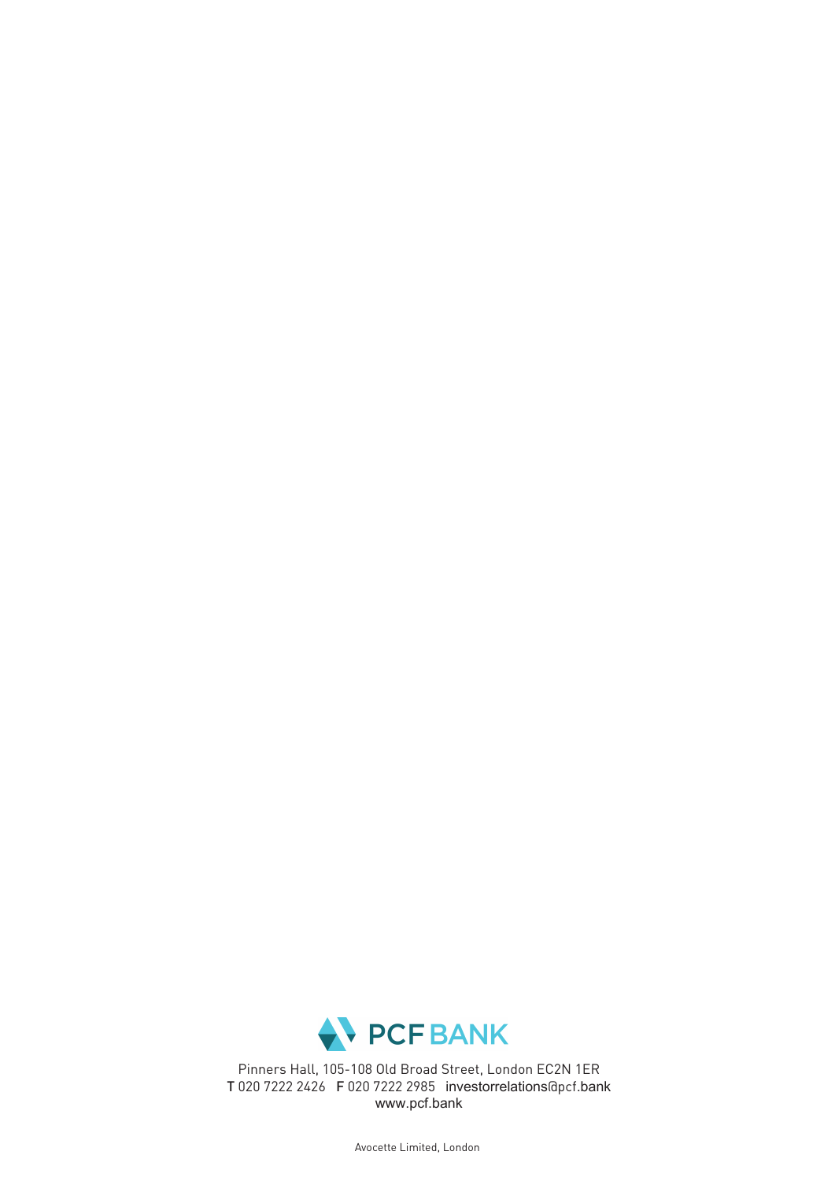PCF BANK

Pinners Hall, 105-108 Old Broad Street, London EC2N 1ER
**T** 020 7222 2426 **F** 020 7222 2985 investorrelations@pcf.bank
www.pcf.bank

Avocette Limited, London